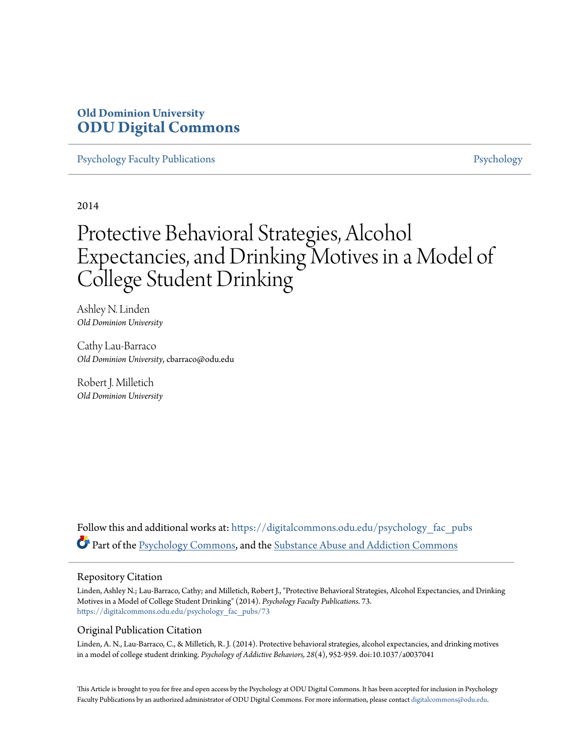**Old Dominion University**
**ODU Digital Commons**

Psychology Faculty Publications | Psychology

2014

# Protective Behavioral Strategies, Alcohol Expectancies, and Drinking Motives in a Model of College Student Drinking

Ashley N. Linden
*Old Dominion University*

Cathy Lau-Barraco
*Old Dominion University*, cbarraco@odu.edu

Robert J. Milletich
*Old Dominion University*

Follow this and additional works at: https://digitalcommons.odu.edu/psychology_fac_pubs

Part of the Psychology Commons, and the Substance Abuse and Addiction Commons

## Repository Citation

Linden, Ashley N.; Lau-Barraco, Cathy; and Milletich, Robert J., "Protective Behavioral Strategies, Alcohol Expectancies, and Drinking Motives in a Model of College Student Drinking" (2014). *Psychology Faculty Publications*. 73.
https://digitalcommons.odu.edu/psychology_fac_pubs/73

## Original Publication Citation

Linden, A. N., Lau-Barraco, C., & Milletich, R. J. (2014). Protective behavioral strategies, alcohol expectancies, and drinking motives in a model of college student drinking. *Psychology of Addictive Behaviors, 28*(4), 952-959. doi:10.1037/a0037041

This Article is brought to you for free and open access by the Psychology at ODU Digital Commons. It has been accepted for inclusion in Psychology Faculty Publications by an authorized administrator of ODU Digital Commons. For more information, please contact digitalcommons@odu.edu.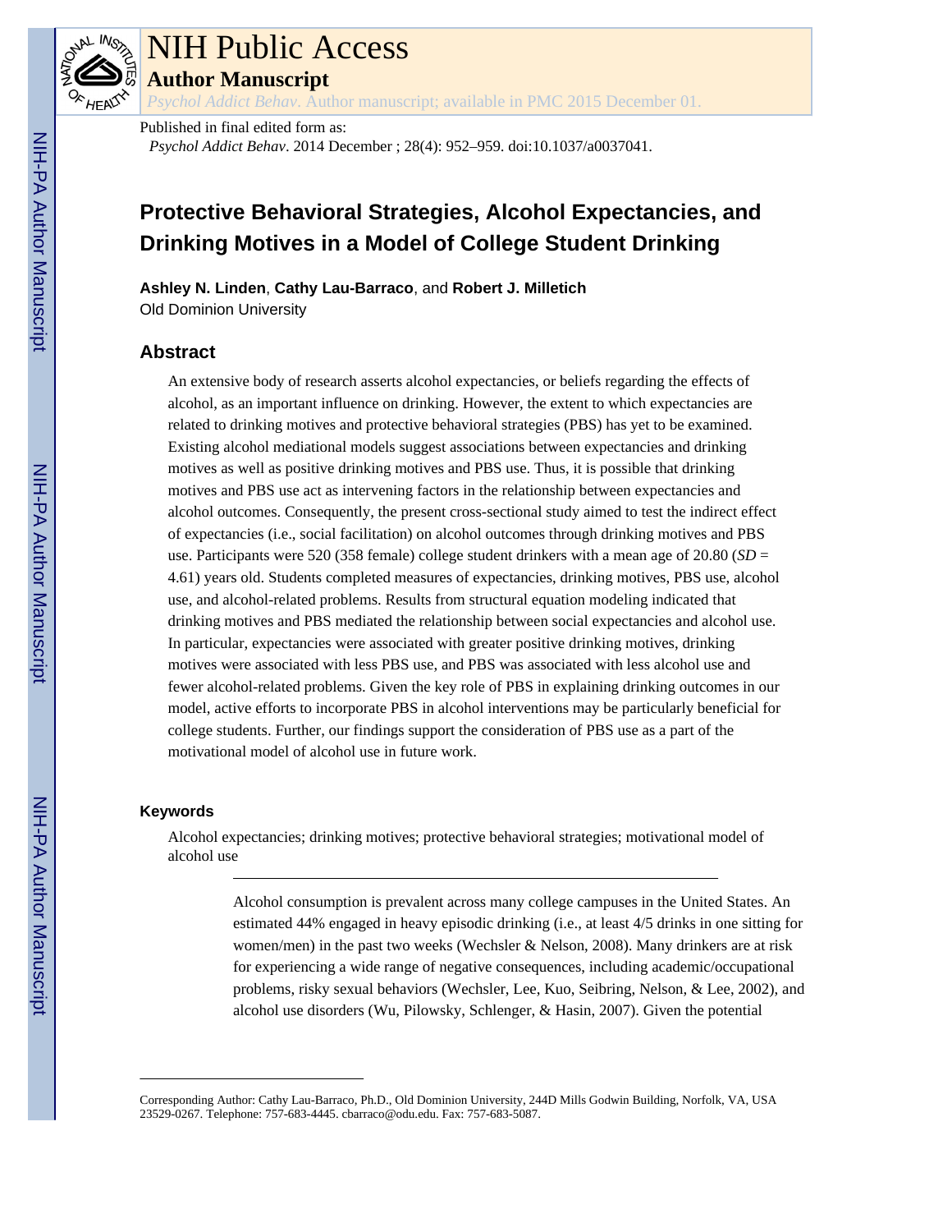Published in final edited form as:

*Psychol Addict Behav*. 2014 December ; 28(4): 952–959. doi:10.1037/a0037041.

# Protective Behavioral Strategies, Alcohol Expectancies, and Drinking Motives in a Model of College Student Drinking

**Ashley N. Linden**, **Cathy Lau-Barraco**, and **Robert J. Milletich**

Old Dominion University

## Abstract

An extensive body of research asserts alcohol expectancies, or beliefs regarding the effects of alcohol, as an important influence on drinking. However, the extent to which expectancies are related to drinking motives and protective behavioral strategies (PBS) has yet to be examined. Existing alcohol mediational models suggest associations between expectancies and drinking motives as well as positive drinking motives and PBS use. Thus, it is possible that drinking motives and PBS use act as intervening factors in the relationship between expectancies and alcohol outcomes. Consequently, the present cross-sectional study aimed to test the indirect effect of expectancies (i.e., social facilitation) on alcohol outcomes through drinking motives and PBS use. Participants were 520 (358 female) college student drinkers with a mean age of 20.80 (*SD* = 4.61) years old. Students completed measures of expectancies, drinking motives, PBS use, alcohol use, and alcohol-related problems. Results from structural equation modeling indicated that drinking motives and PBS mediated the relationship between social expectancies and alcohol use. In particular, expectancies were associated with greater positive drinking motives, drinking motives were associated with less PBS use, and PBS was associated with less alcohol use and fewer alcohol-related problems. Given the key role of PBS in explaining drinking outcomes in our model, active efforts to incorporate PBS in alcohol interventions may be particularly beneficial for college students. Further, our findings support the consideration of PBS use as a part of the motivational model of alcohol use in future work.

### Keywords

Alcohol expectancies; drinking motives; protective behavioral strategies; motivational model of alcohol use

---

Alcohol consumption is prevalent across many college campuses in the United States. An estimated 44% engaged in heavy episodic drinking (i.e., at least 4/5 drinks in one sitting for women/men) in the past two weeks (Wechsler & Nelson, 2008). Many drinkers are at risk for experiencing a wide range of negative consequences, including academic/occupational problems, risky sexual behaviors (Wechsler, Lee, Kuo, Seibring, Nelson, & Lee, 2002), and alcohol use disorders (Wu, Pilowsky, Schlenger, & Hasin, 2007). Given the potential

---

Corresponding Author: Cathy Lau-Barraco, Ph.D., Old Dominion University, 244D Mills Godwin Building, Norfolk, VA, USA 23529-0267. Telephone: 757-683-4445. cbarraco@odu.edu. Fax: 757-683-5087.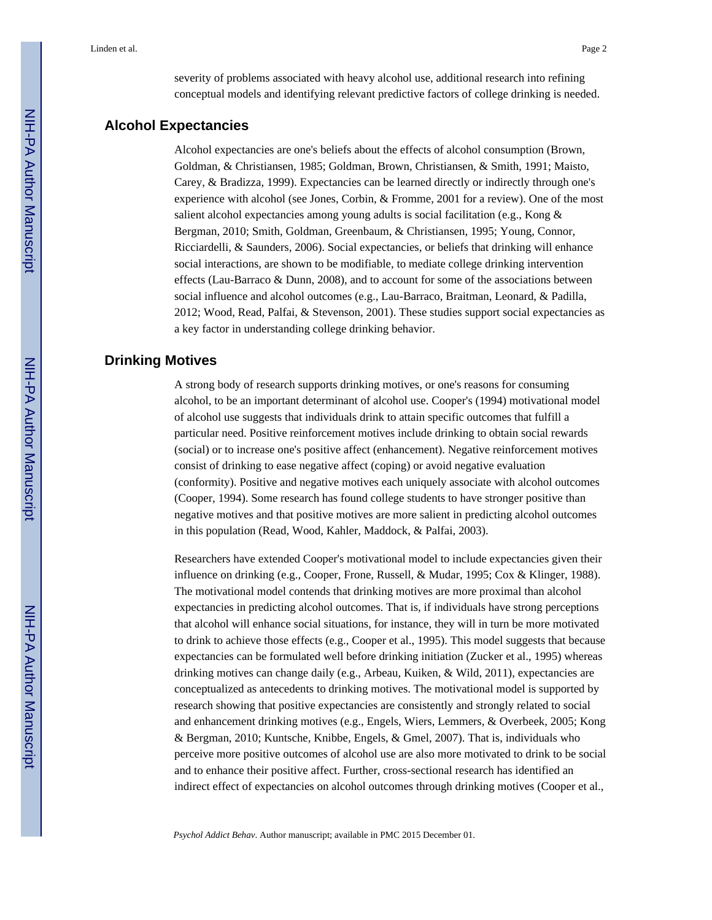severity of problems associated with heavy alcohol use, additional research into refining conceptual models and identifying relevant predictive factors of college drinking is needed.

## Alcohol Expectancies

Alcohol expectancies are one's beliefs about the effects of alcohol consumption (Brown, Goldman, & Christiansen, 1985; Goldman, Brown, Christiansen, & Smith, 1991; Maisto, Carey, & Bradizza, 1999). Expectancies can be learned directly or indirectly through one's experience with alcohol (see Jones, Corbin, & Fromme, 2001 for a review). One of the most salient alcohol expectancies among young adults is social facilitation (e.g., Kong & Bergman, 2010; Smith, Goldman, Greenbaum, & Christiansen, 1995; Young, Connor, Ricciardelli, & Saunders, 2006). Social expectancies, or beliefs that drinking will enhance social interactions, are shown to be modifiable, to mediate college drinking intervention effects (Lau-Barraco & Dunn, 2008), and to account for some of the associations between social influence and alcohol outcomes (e.g., Lau-Barraco, Braitman, Leonard, & Padilla, 2012; Wood, Read, Palfai, & Stevenson, 2001). These studies support social expectancies as a key factor in understanding college drinking behavior.

## Drinking Motives

A strong body of research supports drinking motives, or one's reasons for consuming alcohol, to be an important determinant of alcohol use. Cooper's (1994) motivational model of alcohol use suggests that individuals drink to attain specific outcomes that fulfill a particular need. Positive reinforcement motives include drinking to obtain social rewards (social) or to increase one's positive affect (enhancement). Negative reinforcement motives consist of drinking to ease negative affect (coping) or avoid negative evaluation (conformity). Positive and negative motives each uniquely associate with alcohol outcomes (Cooper, 1994). Some research has found college students to have stronger positive than negative motives and that positive motives are more salient in predicting alcohol outcomes in this population (Read, Wood, Kahler, Maddock, & Palfai, 2003).

Researchers have extended Cooper's motivational model to include expectancies given their influence on drinking (e.g., Cooper, Frone, Russell, & Mudar, 1995; Cox & Klinger, 1988). The motivational model contends that drinking motives are more proximal than alcohol expectancies in predicting alcohol outcomes. That is, if individuals have strong perceptions that alcohol will enhance social situations, for instance, they will in turn be more motivated to drink to achieve those effects (e.g., Cooper et al., 1995). This model suggests that because expectancies can be formulated well before drinking initiation (Zucker et al., 1995) whereas drinking motives can change daily (e.g., Arbeau, Kuiken, & Wild, 2011), expectancies are conceptualized as antecedents to drinking motives. The motivational model is supported by research showing that positive expectancies are consistently and strongly related to social and enhancement drinking motives (e.g., Engels, Wiers, Lemmers, & Overbeek, 2005; Kong & Bergman, 2010; Kuntsche, Knibbe, Engels, & Gmel, 2007). That is, individuals who perceive more positive outcomes of alcohol use are also more motivated to drink to be social and to enhance their positive affect. Further, cross-sectional research has identified an indirect effect of expectancies on alcohol outcomes through drinking motives (Cooper et al.,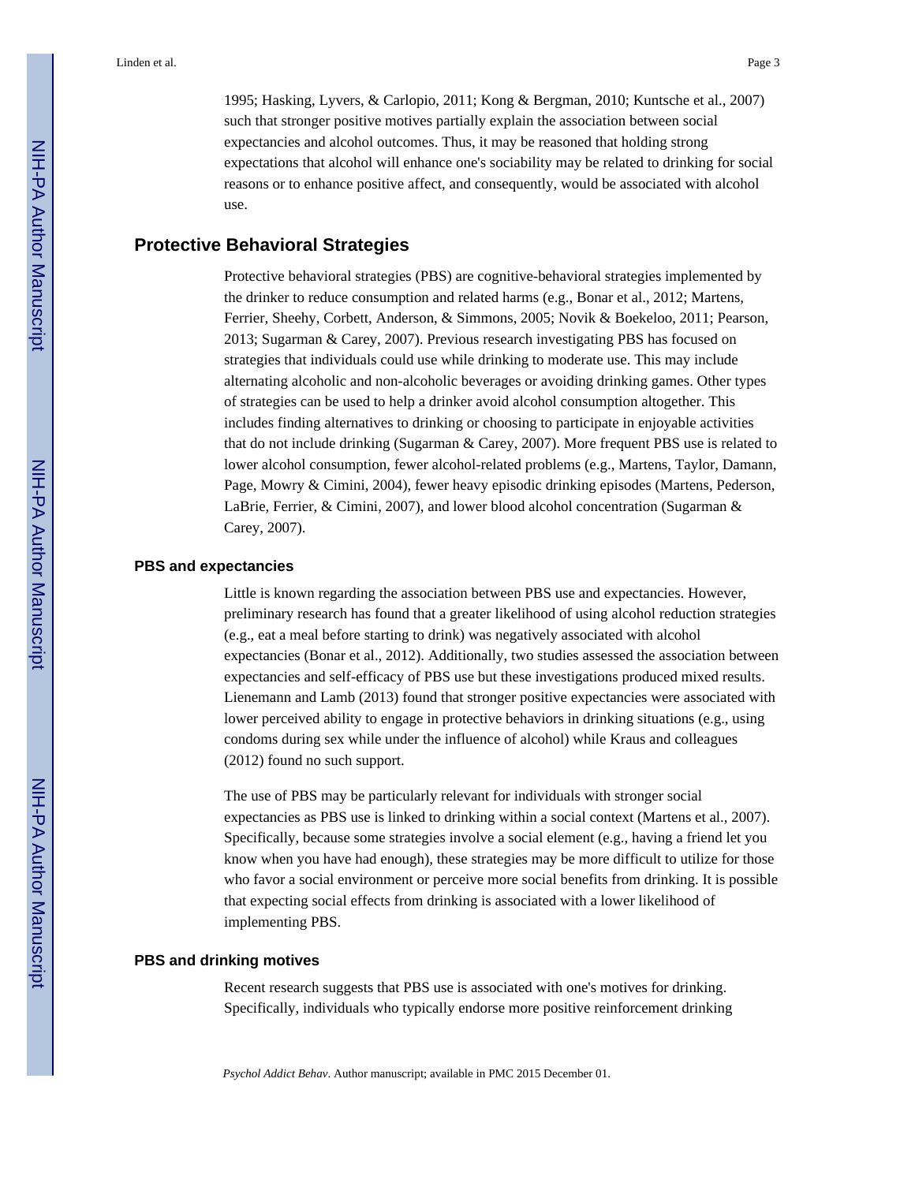1995; Hasking, Lyvers, & Carlopio, 2011; Kong & Bergman, 2010; Kuntsche et al., 2007) such that stronger positive motives partially explain the association between social expectancies and alcohol outcomes. Thus, it may be reasoned that holding strong expectations that alcohol will enhance one's sociability may be related to drinking for social reasons or to enhance positive affect, and consequently, would be associated with alcohol use.

## Protective Behavioral Strategies

Protective behavioral strategies (PBS) are cognitive-behavioral strategies implemented by the drinker to reduce consumption and related harms (e.g., Bonar et al., 2012; Martens, Ferrier, Sheehy, Corbett, Anderson, & Simmons, 2005; Novik & Boekeloo, 2011; Pearson, 2013; Sugarman & Carey, 2007). Previous research investigating PBS has focused on strategies that individuals could use while drinking to moderate use. This may include alternating alcoholic and non-alcoholic beverages or avoiding drinking games. Other types of strategies can be used to help a drinker avoid alcohol consumption altogether. This includes finding alternatives to drinking or choosing to participate in enjoyable activities that do not include drinking (Sugarman & Carey, 2007). More frequent PBS use is related to lower alcohol consumption, fewer alcohol-related problems (e.g., Martens, Taylor, Damann, Page, Mowry & Cimini, 2004), fewer heavy episodic drinking episodes (Martens, Pederson, LaBrie, Ferrier, & Cimini, 2007), and lower blood alcohol concentration (Sugarman & Carey, 2007).

### PBS and expectancies

Little is known regarding the association between PBS use and expectancies. However, preliminary research has found that a greater likelihood of using alcohol reduction strategies (e.g., eat a meal before starting to drink) was negatively associated with alcohol expectancies (Bonar et al., 2012). Additionally, two studies assessed the association between expectancies and self-efficacy of PBS use but these investigations produced mixed results. Lienemann and Lamb (2013) found that stronger positive expectancies were associated with lower perceived ability to engage in protective behaviors in drinking situations (e.g., using condoms during sex while under the influence of alcohol) while Kraus and colleagues (2012) found no such support.

The use of PBS may be particularly relevant for individuals with stronger social expectancies as PBS use is linked to drinking within a social context (Martens et al., 2007). Specifically, because some strategies involve a social element (e.g., having a friend let you know when you have had enough), these strategies may be more difficult to utilize for those who favor a social environment or perceive more social benefits from drinking. It is possible that expecting social effects from drinking is associated with a lower likelihood of implementing PBS.

### PBS and drinking motives

Recent research suggests that PBS use is associated with one's motives for drinking. Specifically, individuals who typically endorse more positive reinforcement drinking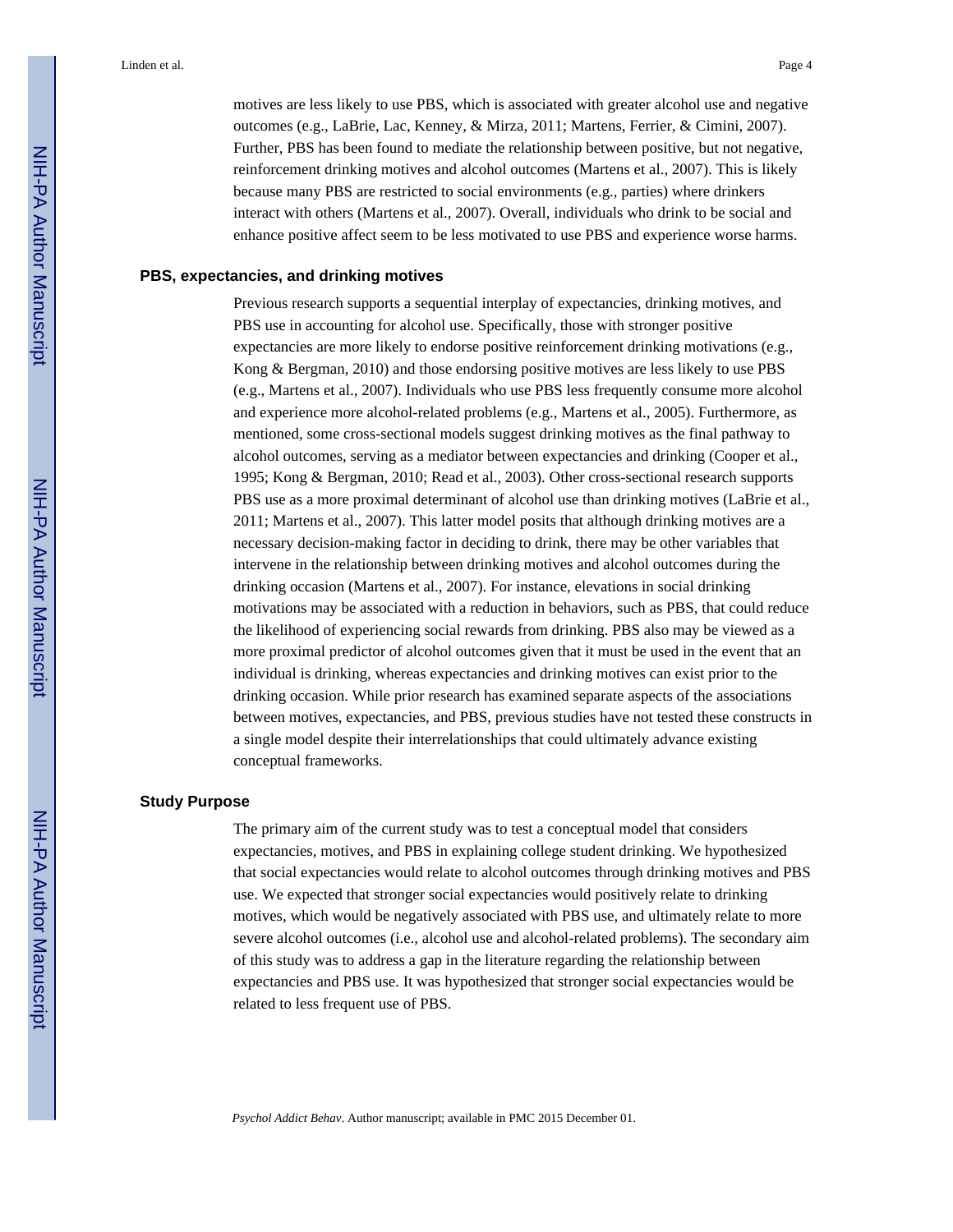motives are less likely to use PBS, which is associated with greater alcohol use and negative outcomes (e.g., LaBrie, Lac, Kenney, & Mirza, 2011; Martens, Ferrier, & Cimini, 2007). Further, PBS has been found to mediate the relationship between positive, but not negative, reinforcement drinking motives and alcohol outcomes (Martens et al., 2007). This is likely because many PBS are restricted to social environments (e.g., parties) where drinkers interact with others (Martens et al., 2007). Overall, individuals who drink to be social and enhance positive affect seem to be less motivated to use PBS and experience worse harms.

### PBS, expectancies, and drinking motives

Previous research supports a sequential interplay of expectancies, drinking motives, and PBS use in accounting for alcohol use. Specifically, those with stronger positive expectancies are more likely to endorse positive reinforcement drinking motivations (e.g., Kong & Bergman, 2010) and those endorsing positive motives are less likely to use PBS (e.g., Martens et al., 2007). Individuals who use PBS less frequently consume more alcohol and experience more alcohol-related problems (e.g., Martens et al., 2005). Furthermore, as mentioned, some cross-sectional models suggest drinking motives as the final pathway to alcohol outcomes, serving as a mediator between expectancies and drinking (Cooper et al., 1995; Kong & Bergman, 2010; Read et al., 2003). Other cross-sectional research supports PBS use as a more proximal determinant of alcohol use than drinking motives (LaBrie et al., 2011; Martens et al., 2007). This latter model posits that although drinking motives are a necessary decision-making factor in deciding to drink, there may be other variables that intervene in the relationship between drinking motives and alcohol outcomes during the drinking occasion (Martens et al., 2007). For instance, elevations in social drinking motivations may be associated with a reduction in behaviors, such as PBS, that could reduce the likelihood of experiencing social rewards from drinking. PBS also may be viewed as a more proximal predictor of alcohol outcomes given that it must be used in the event that an individual is drinking, whereas expectancies and drinking motives can exist prior to the drinking occasion. While prior research has examined separate aspects of the associations between motives, expectancies, and PBS, previous studies have not tested these constructs in a single model despite their interrelationships that could ultimately advance existing conceptual frameworks.

### Study Purpose

The primary aim of the current study was to test a conceptual model that considers expectancies, motives, and PBS in explaining college student drinking. We hypothesized that social expectancies would relate to alcohol outcomes through drinking motives and PBS use. We expected that stronger social expectancies would positively relate to drinking motives, which would be negatively associated with PBS use, and ultimately relate to more severe alcohol outcomes (i.e., alcohol use and alcohol-related problems). The secondary aim of this study was to address a gap in the literature regarding the relationship between expectancies and PBS use. It was hypothesized that stronger social expectancies would be related to less frequent use of PBS.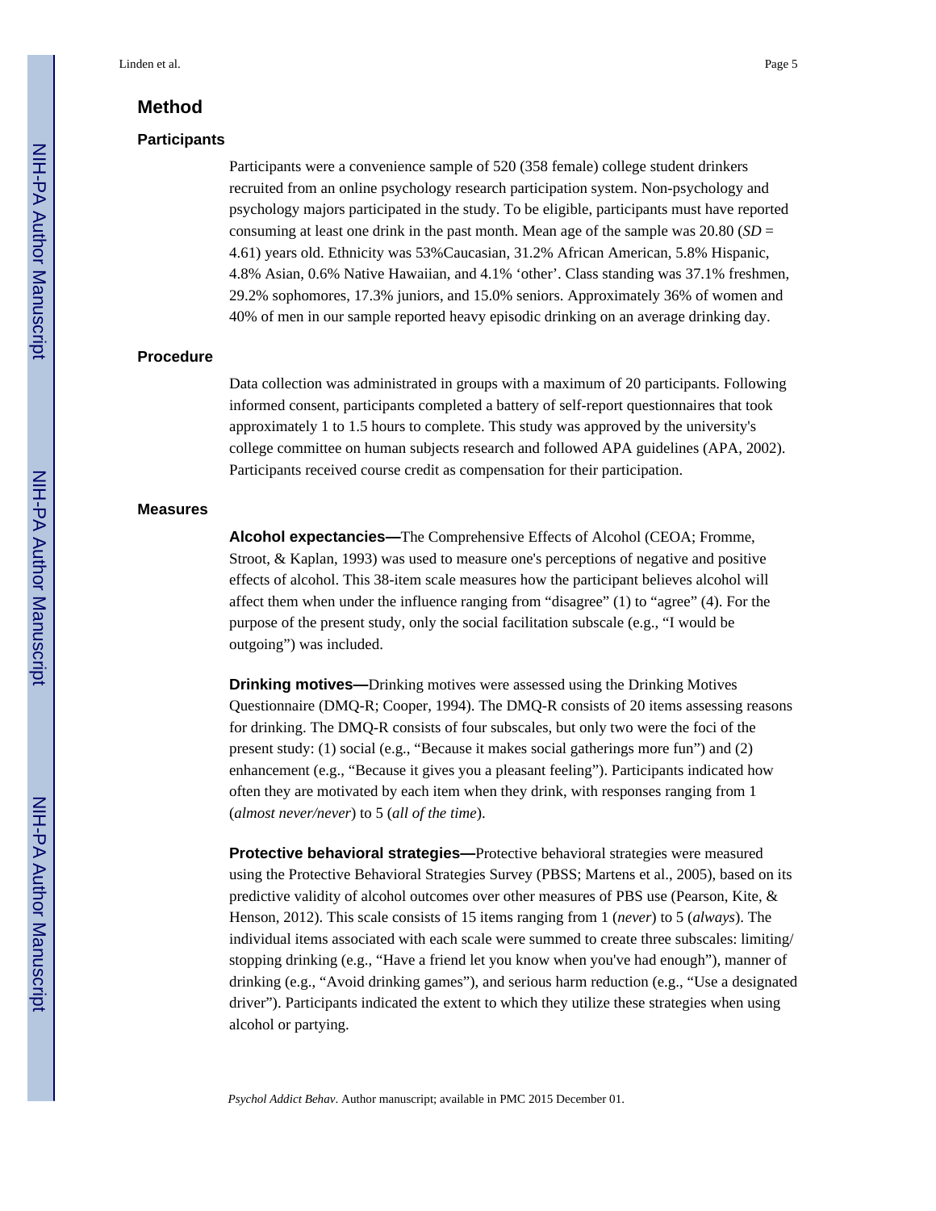## Method

### Participants

Participants were a convenience sample of 520 (358 female) college student drinkers recruited from an online psychology research participation system. Non-psychology and psychology majors participated in the study. To be eligible, participants must have reported consuming at least one drink in the past month. Mean age of the sample was 20.80 (*SD* = 4.61) years old. Ethnicity was 53%Caucasian, 31.2% African American, 5.8% Hispanic, 4.8% Asian, 0.6% Native Hawaiian, and 4.1% 'other'. Class standing was 37.1% freshmen, 29.2% sophomores, 17.3% juniors, and 15.0% seniors. Approximately 36% of women and 40% of men in our sample reported heavy episodic drinking on an average drinking day.

### Procedure

Data collection was administrated in groups with a maximum of 20 participants. Following informed consent, participants completed a battery of self-report questionnaires that took approximately 1 to 1.5 hours to complete. This study was approved by the university's college committee on human subjects research and followed APA guidelines (APA, 2002). Participants received course credit as compensation for their participation.

### Measures

**Alcohol expectancies—**The Comprehensive Effects of Alcohol (CEOA; Fromme, Stroot, & Kaplan, 1993) was used to measure one's perceptions of negative and positive effects of alcohol. This 38-item scale measures how the participant believes alcohol will affect them when under the influence ranging from "disagree" (1) to "agree" (4). For the purpose of the present study, only the social facilitation subscale (e.g., "I would be outgoing") was included.

**Drinking motives—**Drinking motives were assessed using the Drinking Motives Questionnaire (DMQ-R; Cooper, 1994). The DMQ-R consists of 20 items assessing reasons for drinking. The DMQ-R consists of four subscales, but only two were the foci of the present study: (1) social (e.g., "Because it makes social gatherings more fun") and (2) enhancement (e.g., "Because it gives you a pleasant feeling"). Participants indicated how often they are motivated by each item when they drink, with responses ranging from 1 (*almost never/never*) to 5 (*all of the time*).

**Protective behavioral strategies—**Protective behavioral strategies were measured using the Protective Behavioral Strategies Survey (PBSS; Martens et al., 2005), based on its predictive validity of alcohol outcomes over other measures of PBS use (Pearson, Kite, & Henson, 2012). This scale consists of 15 items ranging from 1 (*never*) to 5 (*always*). The individual items associated with each scale were summed to create three subscales: limiting/stopping drinking (e.g., "Have a friend let you know when you've had enough"), manner of drinking (e.g., "Avoid drinking games"), and serious harm reduction (e.g., "Use a designated driver"). Participants indicated the extent to which they utilize these strategies when using alcohol or partying.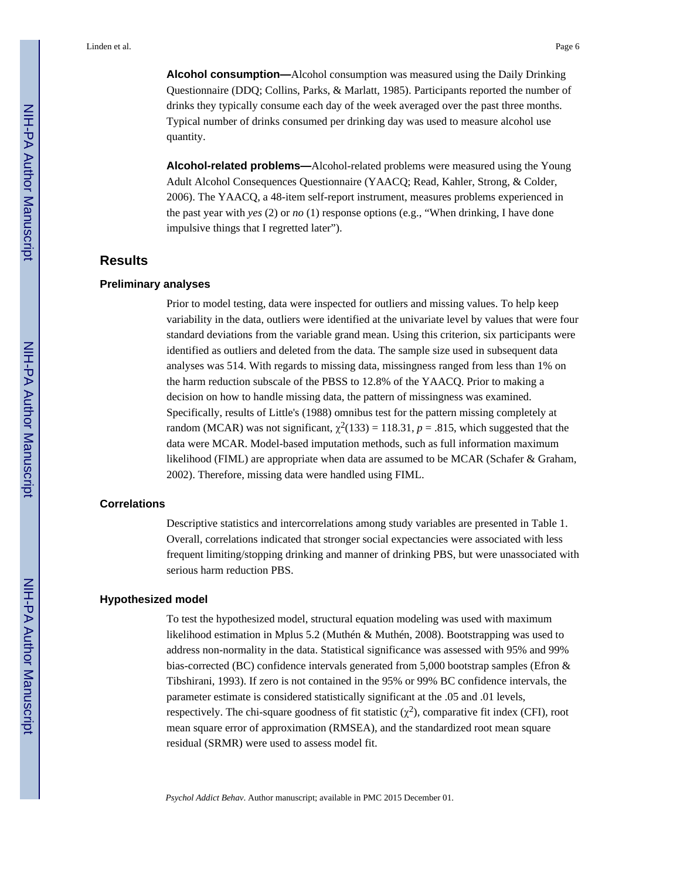**Alcohol consumption—**Alcohol consumption was measured using the Daily Drinking Questionnaire (DDQ; Collins, Parks, & Marlatt, 1985). Participants reported the number of drinks they typically consume each day of the week averaged over the past three months. Typical number of drinks consumed per drinking day was used to measure alcohol use quantity.

**Alcohol-related problems—**Alcohol-related problems were measured using the Young Adult Alcohol Consequences Questionnaire (YAACQ; Read, Kahler, Strong, & Colder, 2006). The YAACQ, a 48-item self-report instrument, measures problems experienced in the past year with *yes* (2) or *no* (1) response options (e.g., "When drinking, I have done impulsive things that I regretted later").

## Results

### Preliminary analyses

Prior to model testing, data were inspected for outliers and missing values. To help keep variability in the data, outliers were identified at the univariate level by values that were four standard deviations from the variable grand mean. Using this criterion, six participants were identified as outliers and deleted from the data. The sample size used in subsequent data analyses was 514. With regards to missing data, missingness ranged from less than 1% on the harm reduction subscale of the PBSS to 12.8% of the YAACQ. Prior to making a decision on how to handle missing data, the pattern of missingness was examined. Specifically, results of Little's (1988) omnibus test for the pattern missing completely at random (MCAR) was not significant, $\chi^2(133) = 118.31$, $p = .815$, which suggested that the data were MCAR. Model-based imputation methods, such as full information maximum likelihood (FIML) are appropriate when data are assumed to be MCAR (Schafer & Graham, 2002). Therefore, missing data were handled using FIML.

### Correlations

Descriptive statistics and intercorrelations among study variables are presented in Table 1. Overall, correlations indicated that stronger social expectancies were associated with less frequent limiting/stopping drinking and manner of drinking PBS, but were unassociated with serious harm reduction PBS.

### Hypothesized model

To test the hypothesized model, structural equation modeling was used with maximum likelihood estimation in Mplus 5.2 (Muthén & Muthén, 2008). Bootstrapping was used to address non-normality in the data. Statistical significance was assessed with 95% and 99% bias-corrected (BC) confidence intervals generated from 5,000 bootstrap samples (Efron & Tibshirani, 1993). If zero is not contained in the 95% or 99% BC confidence intervals, the parameter estimate is considered statistically significant at the .05 and .01 levels, respectively. The chi-square goodness of fit statistic ($\chi^2$), comparative fit index (CFI), root mean square error of approximation (RMSEA), and the standardized root mean square residual (SRMR) were used to assess model fit.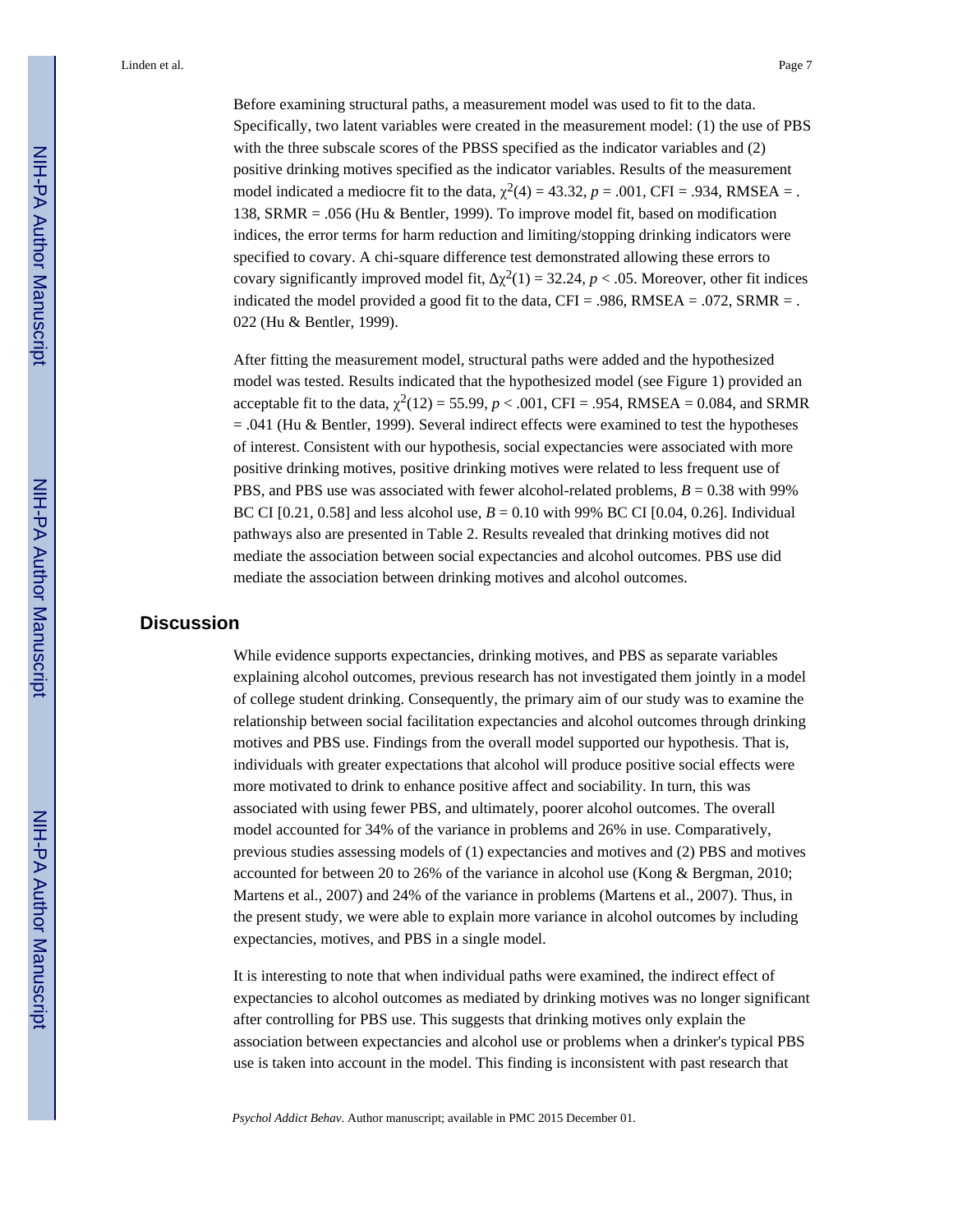Before examining structural paths, a measurement model was used to fit to the data. Specifically, two latent variables were created in the measurement model: (1) the use of PBS with the three subscale scores of the PBSS specified as the indicator variables and (2) positive drinking motives specified as the indicator variables. Results of the measurement model indicated a mediocre fit to the data, $\chi^2(4) = 43.32$, $p = .001$, CFI = .934, RMSEA = .138, SRMR = .056 (Hu & Bentler, 1999). To improve model fit, based on modification indices, the error terms for harm reduction and limiting/stopping drinking indicators were specified to covary. A chi-square difference test demonstrated allowing these errors to covary significantly improved model fit, $\Delta\chi^2(1) = 32.24$, $p < .05$. Moreover, other fit indices indicated the model provided a good fit to the data, CFI = .986, RMSEA = .072, SRMR = .022 (Hu & Bentler, 1999).

After fitting the measurement model, structural paths were added and the hypothesized model was tested. Results indicated that the hypothesized model (see Figure 1) provided an acceptable fit to the data, $\chi^2(12) = 55.99$, $p < .001$, CFI = .954, RMSEA = 0.084, and SRMR = .041 (Hu & Bentler, 1999). Several indirect effects were examined to test the hypotheses of interest. Consistent with our hypothesis, social expectancies were associated with more positive drinking motives, positive drinking motives were related to less frequent use of PBS, and PBS use was associated with fewer alcohol-related problems, $B = 0.38$ with 99% BC CI [0.21, 0.58] and less alcohol use, $B = 0.10$ with 99% BC CI [0.04, 0.26]. Individual pathways also are presented in Table 2. Results revealed that drinking motives did not mediate the association between social expectancies and alcohol outcomes. PBS use did mediate the association between drinking motives and alcohol outcomes.

## Discussion

While evidence supports expectancies, drinking motives, and PBS as separate variables explaining alcohol outcomes, previous research has not investigated them jointly in a model of college student drinking. Consequently, the primary aim of our study was to examine the relationship between social facilitation expectancies and alcohol outcomes through drinking motives and PBS use. Findings from the overall model supported our hypothesis. That is, individuals with greater expectations that alcohol will produce positive social effects were more motivated to drink to enhance positive affect and sociability. In turn, this was associated with using fewer PBS, and ultimately, poorer alcohol outcomes. The overall model accounted for 34% of the variance in problems and 26% in use. Comparatively, previous studies assessing models of (1) expectancies and motives and (2) PBS and motives accounted for between 20 to 26% of the variance in alcohol use (Kong & Bergman, 2010; Martens et al., 2007) and 24% of the variance in problems (Martens et al., 2007). Thus, in the present study, we were able to explain more variance in alcohol outcomes by including expectancies, motives, and PBS in a single model.

It is interesting to note that when individual paths were examined, the indirect effect of expectancies to alcohol outcomes as mediated by drinking motives was no longer significant after controlling for PBS use. This suggests that drinking motives only explain the association between expectancies and alcohol use or problems when a drinker's typical PBS use is taken into account in the model. This finding is inconsistent with past research that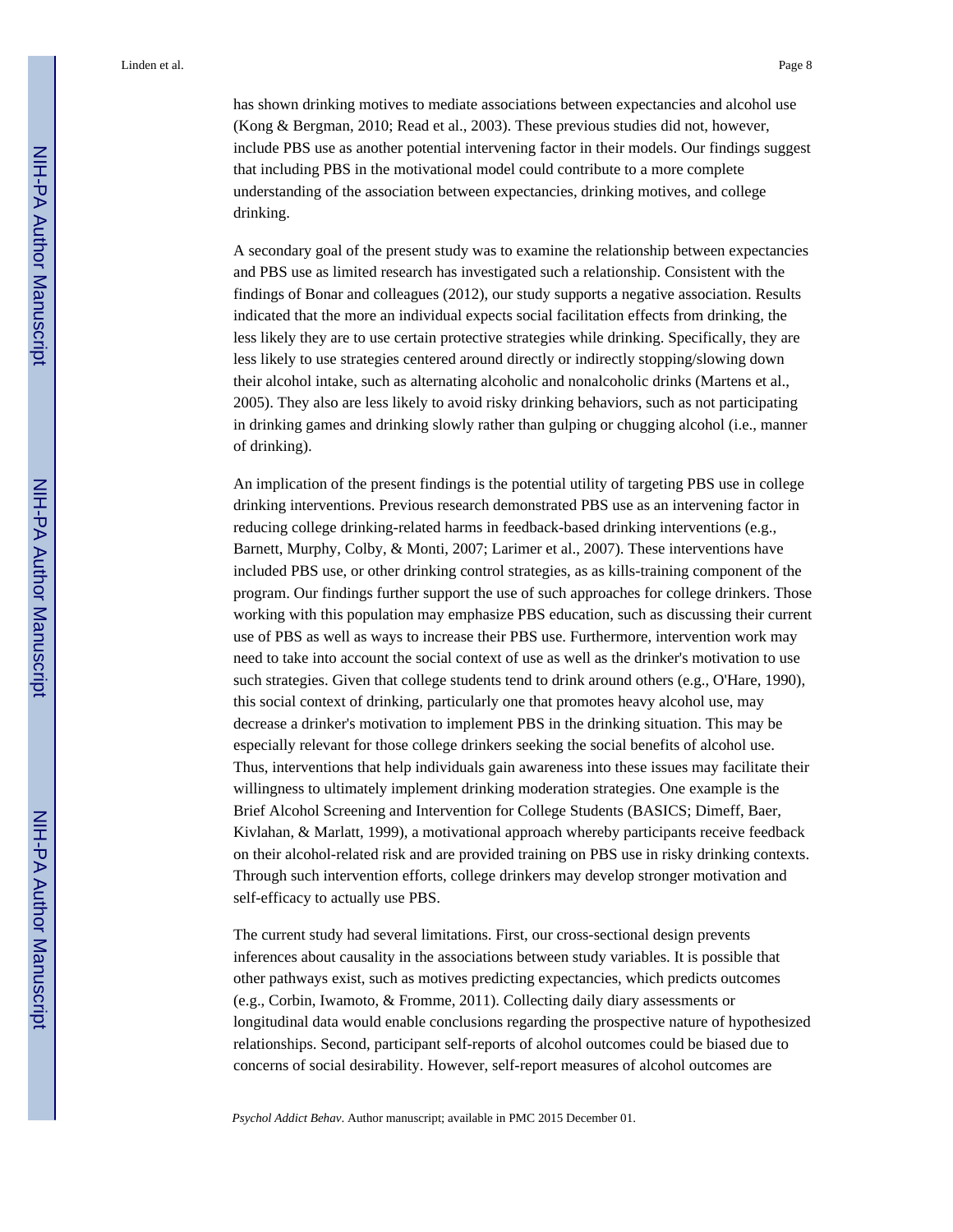has shown drinking motives to mediate associations between expectancies and alcohol use (Kong & Bergman, 2010; Read et al., 2003). These previous studies did not, however, include PBS use as another potential intervening factor in their models. Our findings suggest that including PBS in the motivational model could contribute to a more complete understanding of the association between expectancies, drinking motives, and college drinking.

A secondary goal of the present study was to examine the relationship between expectancies and PBS use as limited research has investigated such a relationship. Consistent with the findings of Bonar and colleagues (2012), our study supports a negative association. Results indicated that the more an individual expects social facilitation effects from drinking, the less likely they are to use certain protective strategies while drinking. Specifically, they are less likely to use strategies centered around directly or indirectly stopping/slowing down their alcohol intake, such as alternating alcoholic and nonalcoholic drinks (Martens et al., 2005). They also are less likely to avoid risky drinking behaviors, such as not participating in drinking games and drinking slowly rather than gulping or chugging alcohol (i.e., manner of drinking).

An implication of the present findings is the potential utility of targeting PBS use in college drinking interventions. Previous research demonstrated PBS use as an intervening factor in reducing college drinking-related harms in feedback-based drinking interventions (e.g., Barnett, Murphy, Colby, & Monti, 2007; Larimer et al., 2007). These interventions have included PBS use, or other drinking control strategies, as as kills-training component of the program. Our findings further support the use of such approaches for college drinkers. Those working with this population may emphasize PBS education, such as discussing their current use of PBS as well as ways to increase their PBS use. Furthermore, intervention work may need to take into account the social context of use as well as the drinker's motivation to use such strategies. Given that college students tend to drink around others (e.g., O'Hare, 1990), this social context of drinking, particularly one that promotes heavy alcohol use, may decrease a drinker's motivation to implement PBS in the drinking situation. This may be especially relevant for those college drinkers seeking the social benefits of alcohol use. Thus, interventions that help individuals gain awareness into these issues may facilitate their willingness to ultimately implement drinking moderation strategies. One example is the Brief Alcohol Screening and Intervention for College Students (BASICS; Dimeff, Baer, Kivlahan, & Marlatt, 1999), a motivational approach whereby participants receive feedback on their alcohol-related risk and are provided training on PBS use in risky drinking contexts. Through such intervention efforts, college drinkers may develop stronger motivation and self-efficacy to actually use PBS.

The current study had several limitations. First, our cross-sectional design prevents inferences about causality in the associations between study variables. It is possible that other pathways exist, such as motives predicting expectancies, which predicts outcomes (e.g., Corbin, Iwamoto, & Fromme, 2011). Collecting daily diary assessments or longitudinal data would enable conclusions regarding the prospective nature of hypothesized relationships. Second, participant self-reports of alcohol outcomes could be biased due to concerns of social desirability. However, self-report measures of alcohol outcomes are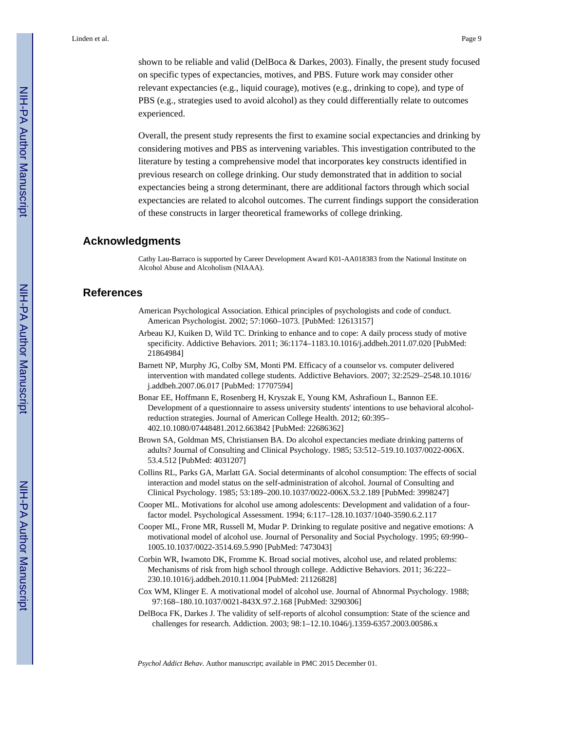shown to be reliable and valid (DelBoca & Darkes, 2003). Finally, the present study focused on specific types of expectancies, motives, and PBS. Future work may consider other relevant expectancies (e.g., liquid courage), motives (e.g., drinking to cope), and type of PBS (e.g., strategies used to avoid alcohol) as they could differentially relate to outcomes experienced.

Overall, the present study represents the first to examine social expectancies and drinking by considering motives and PBS as intervening variables. This investigation contributed to the literature by testing a comprehensive model that incorporates key constructs identified in previous research on college drinking. Our study demonstrated that in addition to social expectancies being a strong determinant, there are additional factors through which social expectancies are related to alcohol outcomes. The current findings support the consideration of these constructs in larger theoretical frameworks of college drinking.

## Acknowledgments

Cathy Lau-Barraco is supported by Career Development Award K01-AA018383 from the National Institute on Alcohol Abuse and Alcoholism (NIAAA).

## References

American Psychological Association. Ethical principles of psychologists and code of conduct. American Psychologist. 2002; 57:1060–1073. [PubMed: 12613157]

Arbeau KJ, Kuiken D, Wild TC. Drinking to enhance and to cope: A daily process study of motive specificity. Addictive Behaviors. 2011; 36:1174–1183.10.1016/j.addbeh.2011.07.020 [PubMed: 21864984]

Barnett NP, Murphy JG, Colby SM, Monti PM. Efficacy of a counselor vs. computer delivered intervention with mandated college students. Addictive Behaviors. 2007; 32:2529–2548.10.1016/j.addbeh.2007.06.017 [PubMed: 17707594]

Bonar EE, Hoffmann E, Rosenberg H, Kryszak E, Young KM, Ashrafioun L, Bannon EE. Development of a questionnaire to assess university students' intentions to use behavioral alcohol-reduction strategies. Journal of American College Health. 2012; 60:395–402.10.1080/07448481.2012.663842 [PubMed: 22686362]

Brown SA, Goldman MS, Christiansen BA. Do alcohol expectancies mediate drinking patterns of adults? Journal of Consulting and Clinical Psychology. 1985; 53:512–519.10.1037/0022-006X.53.4.512 [PubMed: 4031207]

Collins RL, Parks GA, Marlatt GA. Social determinants of alcohol consumption: The effects of social interaction and model status on the self-administration of alcohol. Journal of Consulting and Clinical Psychology. 1985; 53:189–200.10.1037/0022-006X.53.2.189 [PubMed: 3998247]

Cooper ML. Motivations for alcohol use among adolescents: Development and validation of a four-factor model. Psychological Assessment. 1994; 6:117–128.10.1037/1040-3590.6.2.117

Cooper ML, Frone MR, Russell M, Mudar P. Drinking to regulate positive and negative emotions: A motivational model of alcohol use. Journal of Personality and Social Psychology. 1995; 69:990–1005.10.1037/0022-3514.69.5.990 [PubMed: 7473043]

Corbin WR, Iwamoto DK, Fromme K. Broad social motives, alcohol use, and related problems: Mechanisms of risk from high school through college. Addictive Behaviors. 2011; 36:222–230.10.1016/j.addbeh.2010.11.004 [PubMed: 21126828]

Cox WM, Klinger E. A motivational model of alcohol use. Journal of Abnormal Psychology. 1988; 97:168–180.10.1037/0021-843X.97.2.168 [PubMed: 3290306]

DelBoca FK, Darkes J. The validity of self-reports of alcohol consumption: State of the science and challenges for research. Addiction. 2003; 98:1–12.10.1046/j.1359-6357.2003.00586.x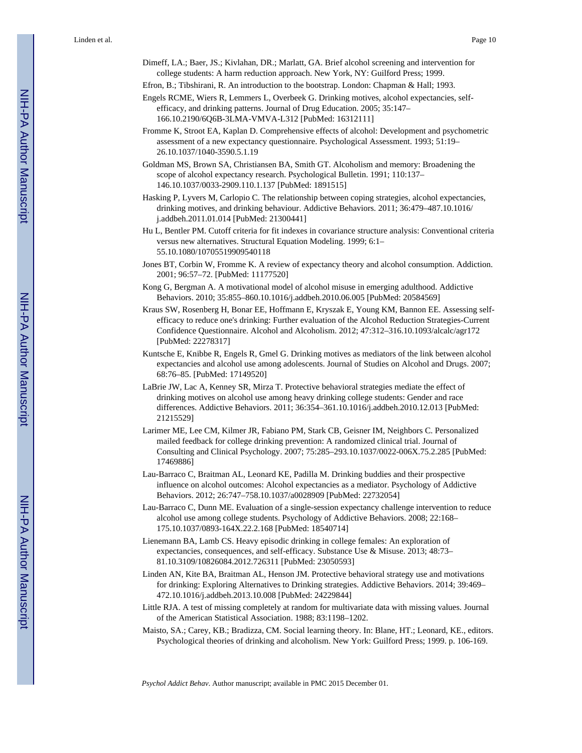Dimeff, LA.; Baer, JS.; Kivlahan, DR.; Marlatt, GA. Brief alcohol screening and intervention for college students: A harm reduction approach. New York, NY: Guilford Press; 1999.

Efron, B.; Tibshirani, R. An introduction to the bootstrap. London: Chapman & Hall; 1993.

Engels RCME, Wiers R, Lemmers L, Overbeek G. Drinking motives, alcohol expectancies, self-efficacy, and drinking patterns. Journal of Drug Education. 2005; 35:147–166.10.2190/6Q6B-3LMA-VMVA-L312 [PubMed: 16312111]

Fromme K, Stroot EA, Kaplan D. Comprehensive effects of alcohol: Development and psychometric assessment of a new expectancy questionnaire. Psychological Assessment. 1993; 51:19–26.10.1037/1040-3590.5.1.19

Goldman MS, Brown SA, Christiansen BA, Smith GT. Alcoholism and memory: Broadening the scope of alcohol expectancy research. Psychological Bulletin. 1991; 110:137–146.10.1037/0033-2909.110.1.137 [PubMed: 1891515]

Hasking P, Lyvers M, Carlopio C. The relationship between coping strategies, alcohol expectancies, drinking motives, and drinking behaviour. Addictive Behaviors. 2011; 36:479–487.10.1016/j.addbeh.2011.01.014 [PubMed: 21300441]

Hu L, Bentler PM. Cutoff criteria for fit indexes in covariance structure analysis: Conventional criteria versus new alternatives. Structural Equation Modeling. 1999; 6:1–55.10.1080/10705519909540118

Jones BT, Corbin W, Fromme K. A review of expectancy theory and alcohol consumption. Addiction. 2001; 96:57–72. [PubMed: 11177520]

Kong G, Bergman A. A motivational model of alcohol misuse in emerging adulthood. Addictive Behaviors. 2010; 35:855–860.10.1016/j.addbeh.2010.06.005 [PubMed: 20584569]

Kraus SW, Rosenberg H, Bonar EE, Hoffmann E, Kryszak E, Young KM, Bannon EE. Assessing self-efficacy to reduce one's drinking: Further evaluation of the Alcohol Reduction Strategies-Current Confidence Questionnaire. Alcohol and Alcoholism. 2012; 47:312–316.10.1093/alcalc/agr172 [PubMed: 22278317]

Kuntsche E, Knibbe R, Engels R, Gmel G. Drinking motives as mediators of the link between alcohol expectancies and alcohol use among adolescents. Journal of Studies on Alcohol and Drugs. 2007; 68:76–85. [PubMed: 17149520]

LaBrie JW, Lac A, Kenney SR, Mirza T. Protective behavioral strategies mediate the effect of drinking motives on alcohol use among heavy drinking college students: Gender and race differences. Addictive Behaviors. 2011; 36:354–361.10.1016/j.addbeh.2010.12.013 [PubMed: 21215529]

Larimer ME, Lee CM, Kilmer JR, Fabiano PM, Stark CB, Geisner IM, Neighbors C. Personalized mailed feedback for college drinking prevention: A randomized clinical trial. Journal of Consulting and Clinical Psychology. 2007; 75:285–293.10.1037/0022-006X.75.2.285 [PubMed: 17469886]

Lau-Barraco C, Braitman AL, Leonard KE, Padilla M. Drinking buddies and their prospective influence on alcohol outcomes: Alcohol expectancies as a mediator. Psychology of Addictive Behaviors. 2012; 26:747–758.10.1037/a0028909 [PubMed: 22732054]

Lau-Barraco C, Dunn ME. Evaluation of a single-session expectancy challenge intervention to reduce alcohol use among college students. Psychology of Addictive Behaviors. 2008; 22:168–175.10.1037/0893-164X.22.2.168 [PubMed: 18540714]

Lienemann BA, Lamb CS. Heavy episodic drinking in college females: An exploration of expectancies, consequences, and self-efficacy. Substance Use & Misuse. 2013; 48:73–81.10.3109/10826084.2012.726311 [PubMed: 23050593]

Linden AN, Kite BA, Braitman AL, Henson JM. Protective behavioral strategy use and motivations for drinking: Exploring Alternatives to Drinking strategies. Addictive Behaviors. 2014; 39:469–472.10.1016/j.addbeh.2013.10.008 [PubMed: 24229844]

Little RJA. A test of missing completely at random for multivariate data with missing values. Journal of the American Statistical Association. 1988; 83:1198–1202.

Maisto, SA.; Carey, KB.; Bradizza, CM. Social learning theory. In: Blane, HT.; Leonard, KE., editors. Psychological theories of drinking and alcoholism. New York: Guilford Press; 1999. p. 106-169.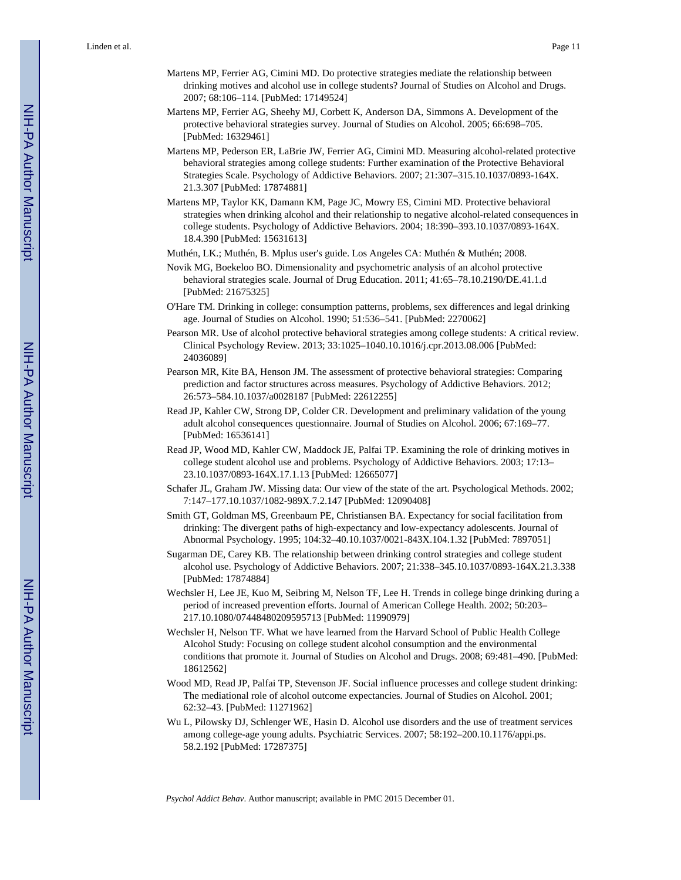Martens MP, Ferrier AG, Cimini MD. Do protective strategies mediate the relationship between drinking motives and alcohol use in college students? Journal of Studies on Alcohol and Drugs. 2007; 68:106–114. [PubMed: 17149524]

Martens MP, Ferrier AG, Sheehy MJ, Corbett K, Anderson DA, Simmons A. Development of the protective behavioral strategies survey. Journal of Studies on Alcohol. 2005; 66:698–705. [PubMed: 16329461]

Martens MP, Pederson ER, LaBrie JW, Ferrier AG, Cimini MD. Measuring alcohol-related protective behavioral strategies among college students: Further examination of the Protective Behavioral Strategies Scale. Psychology of Addictive Behaviors. 2007; 21:307–315.10.1037/0893-164X.21.3.307 [PubMed: 17874881]

Martens MP, Taylor KK, Damann KM, Page JC, Mowry ES, Cimini MD. Protective behavioral strategies when drinking alcohol and their relationship to negative alcohol-related consequences in college students. Psychology of Addictive Behaviors. 2004; 18:390–393.10.1037/0893-164X.18.4.390 [PubMed: 15631613]

Muthén, LK.; Muthén, B. Mplus user's guide. Los Angeles CA: Muthén & Muthén; 2008.

Novik MG, Boekeloo BO. Dimensionality and psychometric analysis of an alcohol protective behavioral strategies scale. Journal of Drug Education. 2011; 41:65–78.10.2190/DE.41.1.d [PubMed: 21675325]

O'Hare TM. Drinking in college: consumption patterns, problems, sex differences and legal drinking age. Journal of Studies on Alcohol. 1990; 51:536–541. [PubMed: 2270062]

Pearson MR. Use of alcohol protective behavioral strategies among college students: A critical review. Clinical Psychology Review. 2013; 33:1025–1040.10.1016/j.cpr.2013.08.006 [PubMed: 24036089]

Pearson MR, Kite BA, Henson JM. The assessment of protective behavioral strategies: Comparing prediction and factor structures across measures. Psychology of Addictive Behaviors. 2012; 26:573–584.10.1037/a0028187 [PubMed: 22612255]

Read JP, Kahler CW, Strong DP, Colder CR. Development and preliminary validation of the young adult alcohol consequences questionnaire. Journal of Studies on Alcohol. 2006; 67:169–77. [PubMed: 16536141]

Read JP, Wood MD, Kahler CW, Maddock JE, Palfai TP. Examining the role of drinking motives in college student alcohol use and problems. Psychology of Addictive Behaviors. 2003; 17:13–23.10.1037/0893-164X.17.1.13 [PubMed: 12665077]

Schafer JL, Graham JW. Missing data: Our view of the state of the art. Psychological Methods. 2002; 7:147–177.10.1037/1082-989X.7.2.147 [PubMed: 12090408]

Smith GT, Goldman MS, Greenbaum PE, Christiansen BA. Expectancy for social facilitation from drinking: The divergent paths of high-expectancy and low-expectancy adolescents. Journal of Abnormal Psychology. 1995; 104:32–40.10.1037/0021-843X.104.1.32 [PubMed: 7897051]

Sugarman DE, Carey KB. The relationship between drinking control strategies and college student alcohol use. Psychology of Addictive Behaviors. 2007; 21:338–345.10.1037/0893-164X.21.3.338 [PubMed: 17874884]

Wechsler H, Lee JE, Kuo M, Seibring M, Nelson TF, Lee H. Trends in college binge drinking during a period of increased prevention efforts. Journal of American College Health. 2002; 50:203–217.10.1080/07448480209595713 [PubMed: 11990979]

Wechsler H, Nelson TF. What we have learned from the Harvard School of Public Health College Alcohol Study: Focusing on college student alcohol consumption and the environmental conditions that promote it. Journal of Studies on Alcohol and Drugs. 2008; 69:481–490. [PubMed: 18612562]

Wood MD, Read JP, Palfai TP, Stevenson JF. Social influence processes and college student drinking: The mediational role of alcohol outcome expectancies. Journal of Studies on Alcohol. 2001; 62:32–43. [PubMed: 11271962]

Wu L, Pilowsky DJ, Schlenger WE, Hasin D. Alcohol use disorders and the use of treatment services among college-age young adults. Psychiatric Services. 2007; 58:192–200.10.1176/appi.ps.58.2.192 [PubMed: 17287375]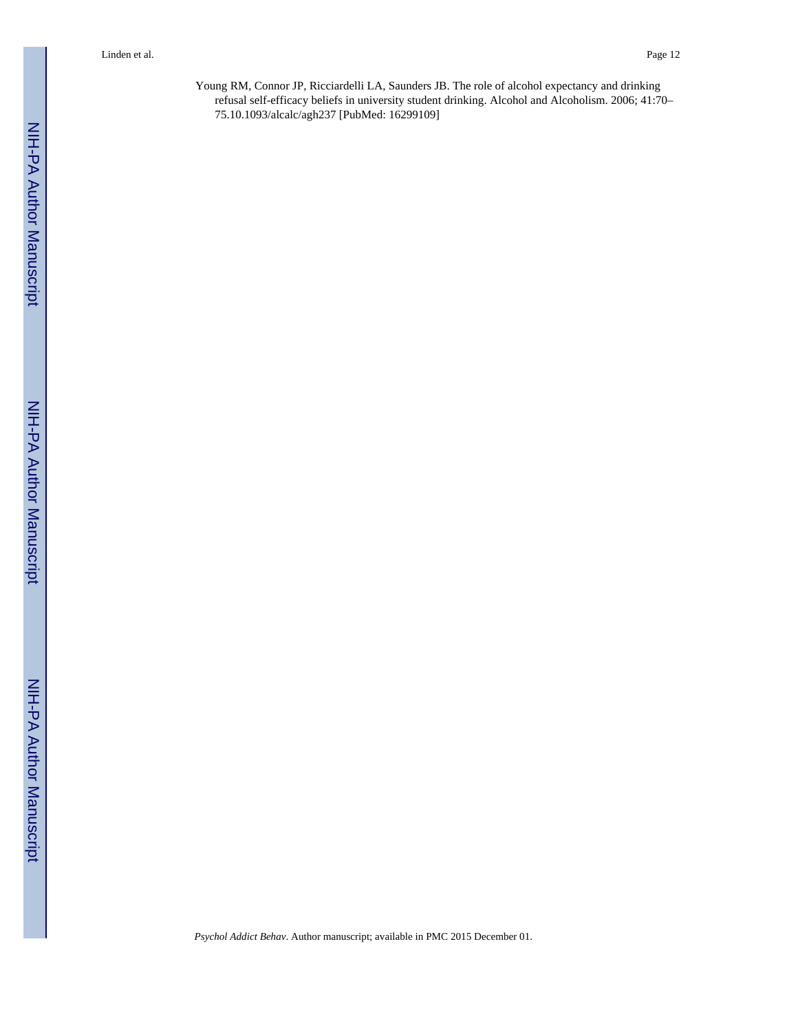Young RM, Connor JP, Ricciardelli LA, Saunders JB. The role of alcohol expectancy and drinking refusal self-efficacy beliefs in university student drinking. Alcohol and Alcoholism. 2006; 41:70–75.10.1093/alcalc/agh237 [PubMed: 16299109]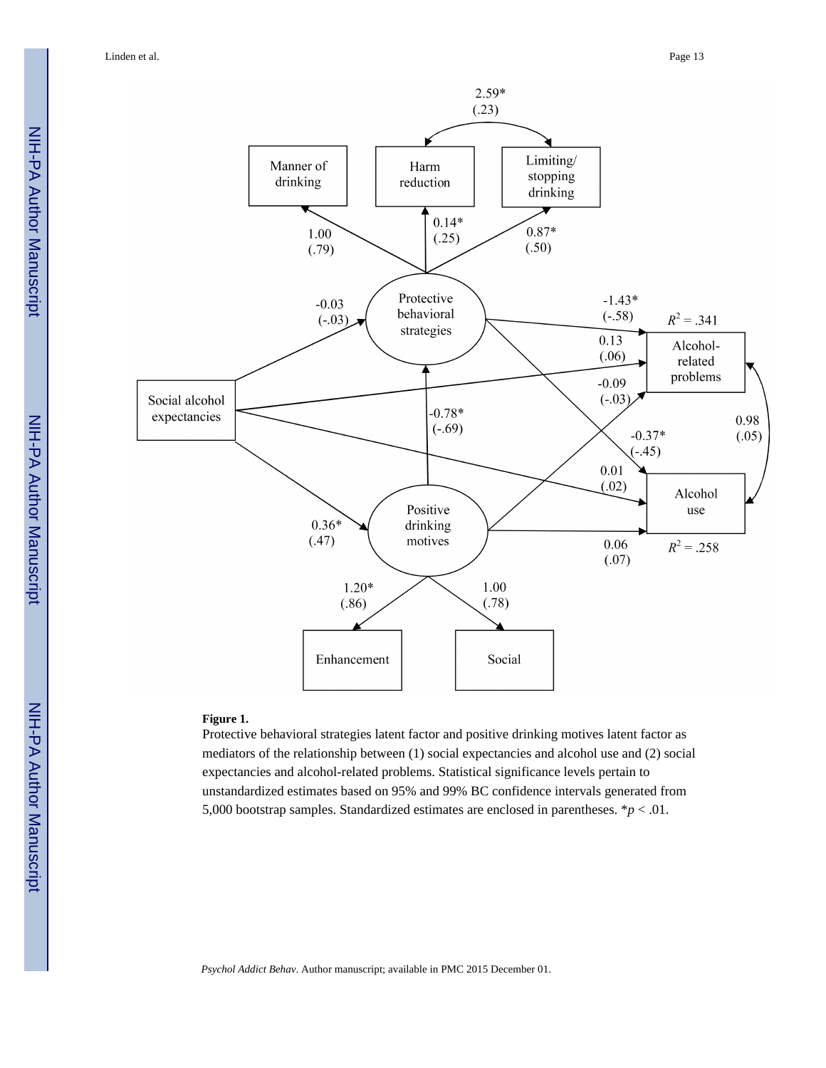**Figure 1.**

Protective behavioral strategies latent factor and positive drinking motives latent factor as mediators of the relationship between (1) social expectancies and alcohol use and (2) social expectancies and alcohol-related problems. Statistical significance levels pertain to unstandardized estimates based on 95% and 99% BC confidence intervals generated from 5,000 bootstrap samples. Standardized estimates are enclosed in parentheses. \**p* < .01.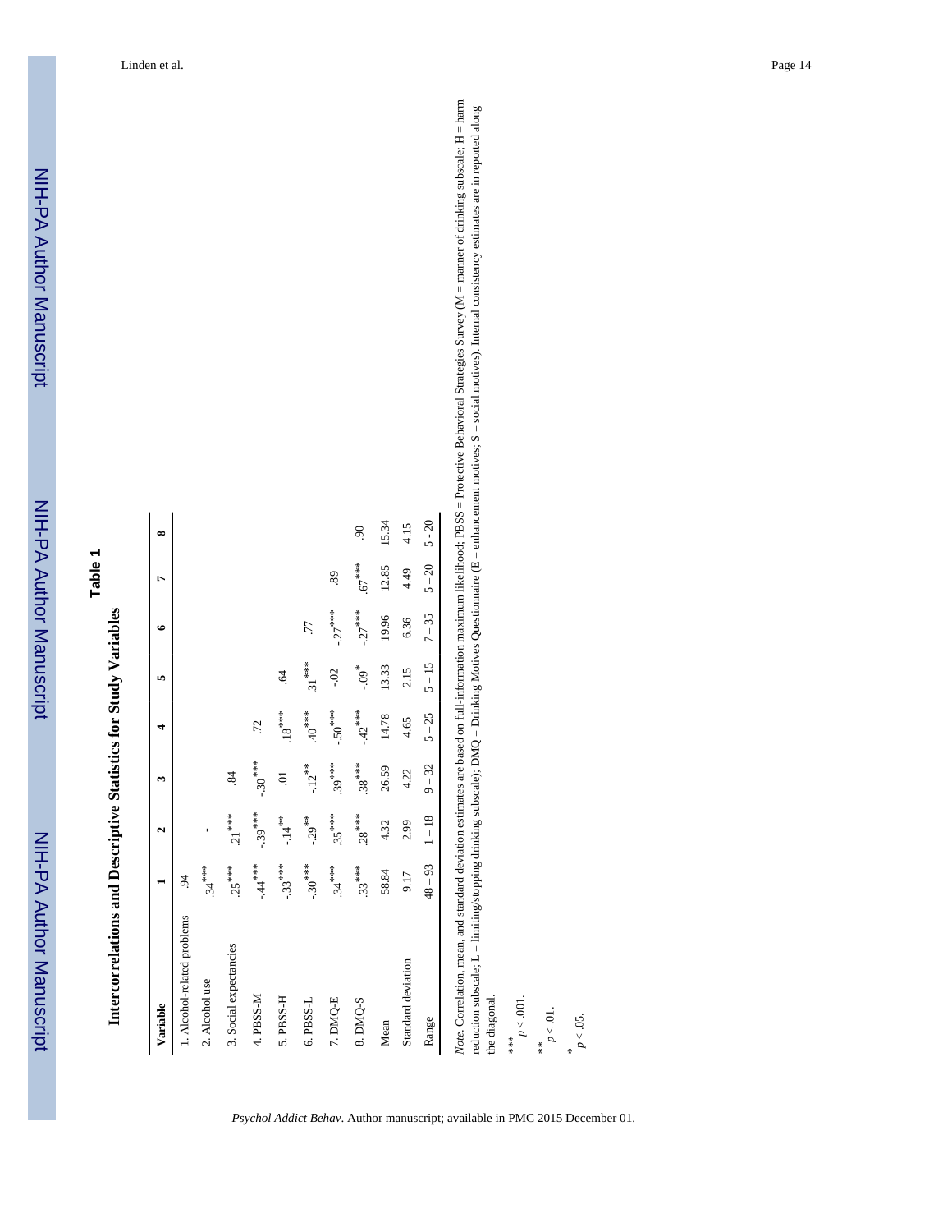# Table 1

## Intercorrelations and Descriptive Statistics for Study Variables

| Variable | 1 | 2 | 3 | 4 | 5 | 6 | 7 | 8 |
|---|---|---|---|---|---|---|---|---|
| 1. Alcohol-related problems | .94 | | | | | | | |
| 2. Alcohol use | .34*** | - | | | | | | |
| 3. Social expectancies | .25*** | .21*** | .84 | | | | | |
| 4. PBSS-M | -.44*** | -.39*** | -.30*** | .72 | | | | |
| 5. PBSS-H | -.33*** | -.14** | .01 | .18*** | .64 | | | |
| 6. PBSS-L | -.30*** | -.29** | -.12** | .40*** | .31*** | .77 | | |
| 7. DMQ-E | .34*** | .35*** | .39*** | -.50*** | -.02 | -.27*** | .89 | |
| 8. DMQ-S | .33*** | .28*** | .38*** | -.42*** | -.09* | -.27*** | .67*** | .90 |
| Mean | 58.84 | 4.32 | 26.59 | 14.78 | 13.33 | 19.96 | 12.85 | 15.34 |
| Standard deviation | 9.17 | 2.99 | 4.22 | 4.65 | 2.15 | 6.36 | 4.49 | 4.15 |
| Range | 48 – 93 | 1 – 18 | 9 – 32 | 5 – 25 | 5 – 15 | 7 – 35 | 5 – 20 | 5 - 20 |

*Note*. Correlation, mean, and standard deviation estimates are based on full-information maximum likelihood; PBSS = Protective Behavioral Strategies Survey (M = manner of drinking subscale; H = harm reduction subscale; L = limiting/stopping drinking subscale); DMQ = Drinking Motives Questionnaire (E = enhancement motives; S = social motives). Internal consistency estimates are in reported along the diagonal.

***
$p < .001$.

**
$p < .01$.

*
$p < .05$.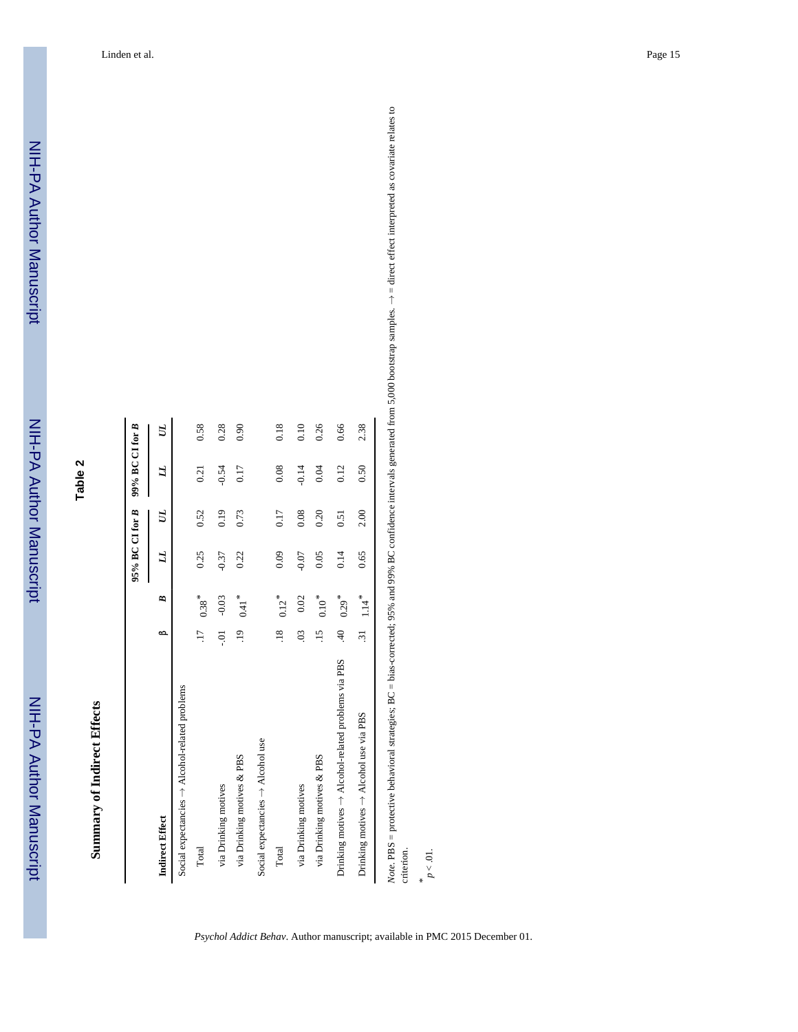## Table 2

### Summary of Indirect Effects

| Indirect Effect | β | *B* | 95% BC CI for *B* | | 99% BC CI for *B* | |
|---|---|---|---|---|---|---|
| | | | *LL* | *UL* | *LL* | *UL* |
| Social expectancies → Alcohol-related problems | | | | | | |
| Total | .17 | 0.38* | 0.25 | 0.52 | 0.21 | 0.58 |
| via Drinking motives | -.01 | -0.03 | -0.37 | 0.19 | -0.54 | 0.28 |
| via Drinking motives & PBS | .19 | 0.41* | 0.22 | 0.73 | 0.17 | 0.90 |
| Social expectancies → Alcohol use | | | | | | |
| Total | .18 | 0.12* | 0.09 | 0.17 | 0.08 | 0.18 |
| via Drinking motives | .03 | 0.02 | -0.07 | 0.08 | -0.14 | 0.10 |
| via Drinking motives & PBS | .15 | 0.10* | 0.05 | 0.20 | 0.04 | 0.26 |
| Drinking motives → Alcohol-related problems via PBS | .40 | 0.29* | 0.14 | 0.51 | 0.12 | 0.66 |
| Drinking motives → Alcohol use via PBS | .31 | 1.14* | 0.65 | 2.00 | 0.50 | 2.38 |

*Note.* PBS = protective behavioral strategies; BC = bias-corrected; 95% and 99% BC confidence intervals generated from 5,000 bootstrap samples. → = direct effect interpreted as covariate relates to criterion.

\* $p < .01$.